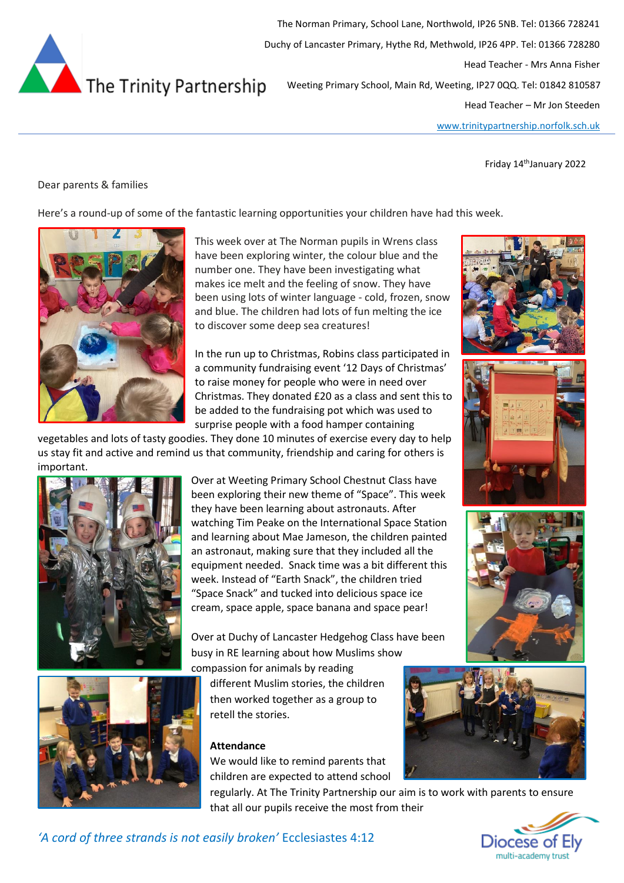The Trinity Partnership

The Norman Primary, School Lane, Northwold, IP26 5NB. Tel: 01366 728241

Duchy of Lancaster Primary, Hythe Rd, Methwold, IP26 4PP. Tel: 01366 728280

Head Teacher - Mrs Anna Fisher

Weeting Primary School, Main Rd, Weeting, IP27 0QQ. Tel: 01842 810587

Head Teacher – Mr Jon Steeden

www.trinitypartnership.norfolk.sch.uk

Friday 14th January 2022

Dear parents & families

Here's a round-up of some of the fantastic learning opportunities your children have had this week.

This week over at The Norman pupils in Wrens class have been exploring winter, the colour blue and the number one. They have been investigating what makes ice melt and the feeling of snow. They have been using lots of winter language - cold, frozen, snow and blue. The children had lots of fun melting the ice to discover some deep sea creatures!

In the run up to Christmas, Robins class participated in a community fundraising event '12 Days of Christmas' to raise money for people who were in need over Christmas. They donated £20 as a class and sent this to be added to the fundraising pot which was used to surprise people with a food hamper containing vegetables and lots of tasty goodies. They done 10 minutes of exercise every day to help us stay fit and active and remind us that community, friendship and caring for others is important.

Over at Weeting Primary School Chestnut Class have been exploring their new theme of "Space". This week they have been learning about astronauts. After watching Tim Peake on the International Space Station and learning about Mae Jameson, the children painted an astronaut, making sure that they included all the equipment needed. Snack time was a bit different this week. Instead of "Earth Snack", the children tried "Space Snack" and tucked into delicious space ice cream, space apple, space banana and space pear!

Over at Duchy of Lancaster Hedgehog Class have been busy in RE learning about how Muslims show compassion for animals by reading different Muslim stories, the children then worked together as a group to retell the stories.

**Attendance**

We would like to remind parents that children are expected to attend school regularly. At The Trinity Partnership our aim is to work with parents to ensure that all our pupils receive the most from their

*'A cord of three strands is not easily broken'* Ecclesiastes 4:12

Diocese of Ely multi-academy trust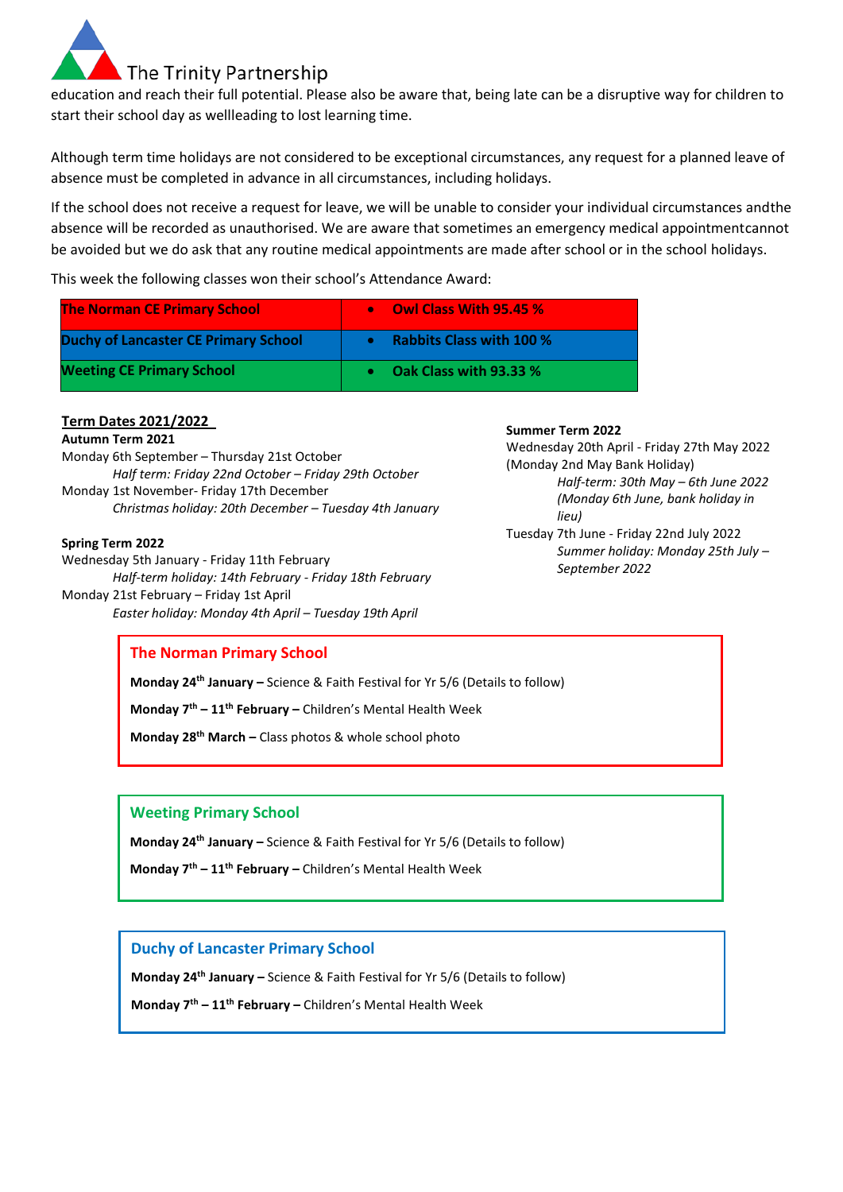education and reach their full potential. Please also be aware that, being late can be a disruptive way for children to start their school day as wellleading to lost learning time.

Although term time holidays are not considered to be exceptional circumstances, any request for a planned leave of absence must be completed in advance in all circumstances, including holidays.

If the school does not receive a request for leave, we will be unable to consider your individual circumstances andthe absence will be recorded as unauthorised. We are aware that sometimes an emergency medical appointmentcannot be avoided but we do ask that any routine medical appointments are made after school or in the school holidays.

This week the following classes won their school's Attendance Award:

| School | Class |
|---|---|
| **The Norman CE Primary School** | • **Owl Class With 95.45 %** |
| **Duchy of Lancaster CE Primary School** | • **Rabbits Class with 100 %** |
| **Weeting CE Primary School** | • **Oak Class with 93.33 %** |

**Term Dates 2021/2022**

**Autumn Term 2021**

Monday 6th September – Thursday 21st October

*Half term: Friday 22nd October – Friday 29th October*

Monday 1st November- Friday 17th December

*Christmas holiday: 20th December – Tuesday 4th January*

**Spring Term 2022**

Wednesday 5th January - Friday 11th February

*Half-term holiday: 14th February - Friday 18th February*

Monday 21st February – Friday 1st April

*Easter holiday: Monday 4th April – Tuesday 19th April*

**Summer Term 2022**

Wednesday 20th April - Friday 27th May 2022
(Monday 2nd May Bank Holiday)

*Half-term: 30th May – 6th June 2022 (Monday 6th June, bank holiday in lieu)*

Tuesday 7th June - Friday 22nd July 2022

*Summer holiday: Monday 25th July – September 2022*

## The Norman Primary School

**Monday 24th January –** Science & Faith Festival for Yr 5/6 (Details to follow)

**Monday 7th – 11th February –** Children's Mental Health Week

**Monday 28th March –** Class photos & whole school photo

## Weeting Primary School

**Monday 24th January –** Science & Faith Festival for Yr 5/6 (Details to follow)

**Monday 7th – 11th February –** Children's Mental Health Week

## Duchy of Lancaster Primary School

**Monday 24th January –** Science & Faith Festival for Yr 5/6 (Details to follow)

**Monday 7th – 11th February –** Children's Mental Health Week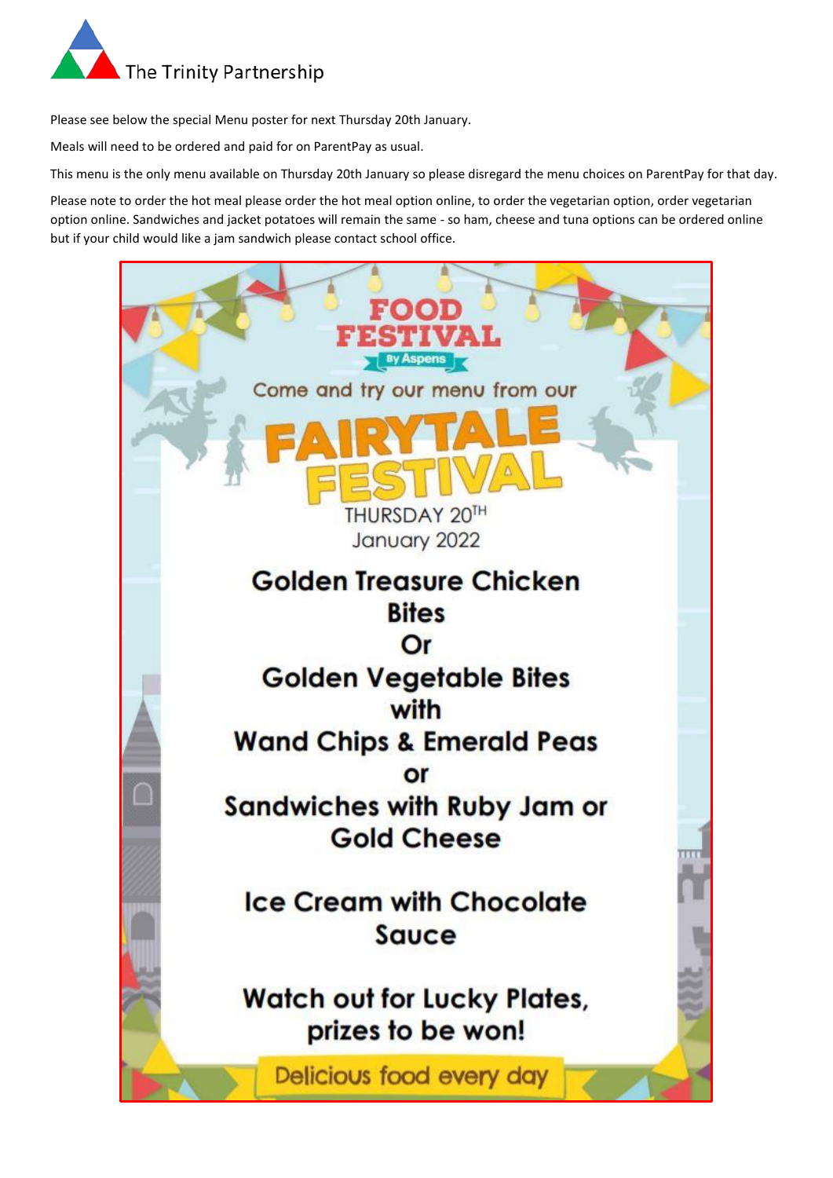The Trinity Partnership

Please see below the special Menu poster for next Thursday 20th January.

Meals will need to be ordered and paid for on ParentPay as usual.

This menu is the only menu available on Thursday 20th January so please disregard the menu choices on ParentPay for that day.

Please note to order the hot meal please order the hot meal option online, to order the vegetarian option, order vegetarian option online. Sandwiches and jacket potatoes will remain the same - so ham, cheese and tuna options can be ordered online but if your child would like a jam sandwich please contact school office.

# FOOD FESTIVAL

By Aspens

Come and try our menu from our

# FAIRYTALE FESTIVAL

THURSDAY 20TH January 2022

**Golden Treasure Chicken Bites**

**Or**

**Golden Vegetable Bites**

**with**

**Wand Chips & Emerald Peas**

**or**

**Sandwiches with Ruby Jam or Gold Cheese**

**Ice Cream with Chocolate Sauce**

**Watch out for Lucky Plates, prizes to be won!**

Delicious food every day